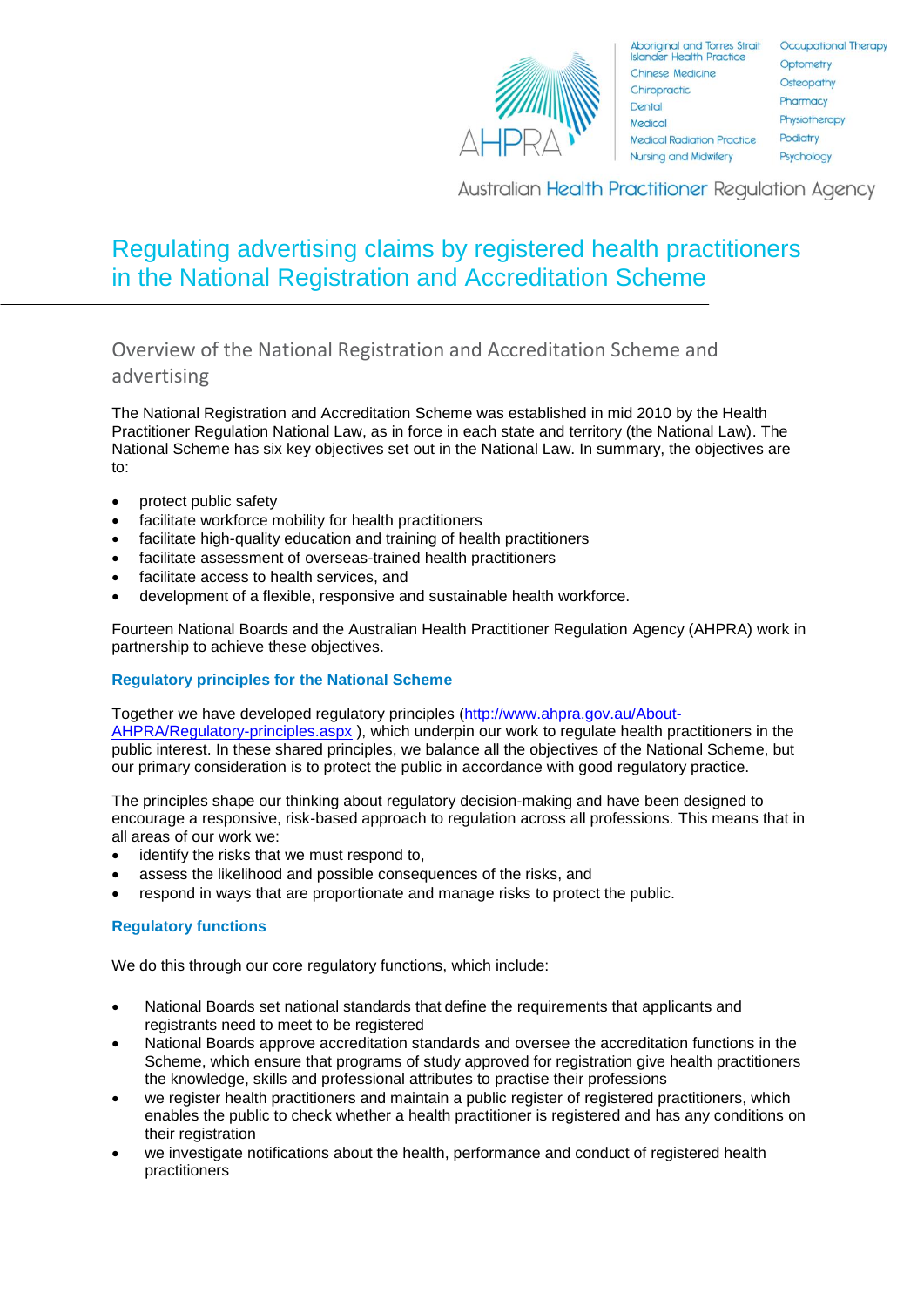# Regulating advertising claims by registered health practitioners in the National Registration and Accreditation Scheme

## Overview of the National Registration and Accreditation Scheme and advertising

The National Registration and Accreditation Scheme was established in mid 2010 by the Health Practitioner Regulation National Law, as in force in each state and territory (the National Law). The National Scheme has six key objectives set out in the National Law. In summary, the objectives are to:

- protect public safety
- facilitate workforce mobility for health practitioners
- facilitate high-quality education and training of health practitioners
- facilitate assessment of overseas-trained health practitioners
- facilitate access to health services, and
- development of a flexible, responsive and sustainable health workforce.

Fourteen National Boards and the Australian Health Practitioner Regulation Agency (AHPRA) work in partnership to achieve these objectives.

### Regulatory principles for the National Scheme

Together we have developed regulatory principles (http://www.ahpra.gov.au/About-AHPRA/Regulatory-principles.aspx ), which underpin our work to regulate health practitioners in the public interest. In these shared principles, we balance all the objectives of the National Scheme, but our primary consideration is to protect the public in accordance with good regulatory practice.

The principles shape our thinking about regulatory decision-making and have been designed to encourage a responsive, risk-based approach to regulation across all professions. This means that in all areas of our work we:

- identify the risks that we must respond to,
- assess the likelihood and possible consequences of the risks, and
- respond in ways that are proportionate and manage risks to protect the public.

### Regulatory functions

We do this through our core regulatory functions, which include:

- National Boards set national standards that define the requirements that applicants and registrants need to meet to be registered
- National Boards approve accreditation standards and oversee the accreditation functions in the Scheme, which ensure that programs of study approved for registration give health practitioners the knowledge, skills and professional attributes to practise their professions
- we register health practitioners and maintain a public register of registered practitioners, which enables the public to check whether a health practitioner is registered and has any conditions on their registration
- we investigate notifications about the health, performance and conduct of registered health practitioners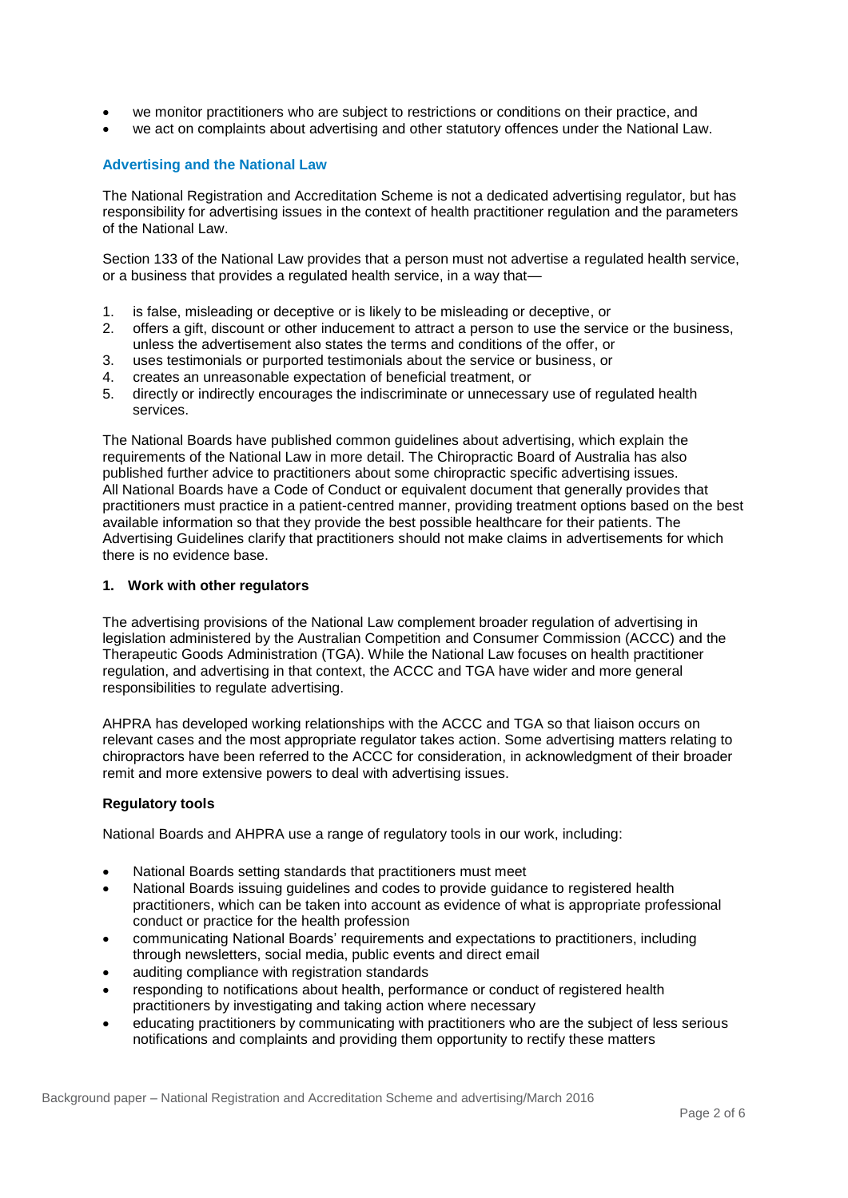- we monitor practitioners who are subject to restrictions or conditions on their practice, and
- we act on complaints about advertising and other statutory offences under the National Law.

### Advertising and the National Law

The National Registration and Accreditation Scheme is not a dedicated advertising regulator, but has responsibility for advertising issues in the context of health practitioner regulation and the parameters of the National Law.

Section 133 of the National Law provides that a person must not advertise a regulated health service, or a business that provides a regulated health service, in a way that—

1. is false, misleading or deceptive or is likely to be misleading or deceptive, or
2. offers a gift, discount or other inducement to attract a person to use the service or the business, unless the advertisement also states the terms and conditions of the offer, or
3. uses testimonials or purported testimonials about the service or business, or
4. creates an unreasonable expectation of beneficial treatment, or
5. directly or indirectly encourages the indiscriminate or unnecessary use of regulated health services.

The National Boards have published common guidelines about advertising, which explain the requirements of the National Law in more detail. The Chiropractic Board of Australia has also published further advice to practitioners about some chiropractic specific advertising issues. All National Boards have a Code of Conduct or equivalent document that generally provides that practitioners must practice in a patient-centred manner, providing treatment options based on the best available information so that they provide the best possible healthcare for their patients. The Advertising Guidelines clarify that practitioners should not make claims in advertisements for which there is no evidence base.

#### 1. Work with other regulators

The advertising provisions of the National Law complement broader regulation of advertising in legislation administered by the Australian Competition and Consumer Commission (ACCC) and the Therapeutic Goods Administration (TGA). While the National Law focuses on health practitioner regulation, and advertising in that context, the ACCC and TGA have wider and more general responsibilities to regulate advertising.

AHPRA has developed working relationships with the ACCC and TGA so that liaison occurs on relevant cases and the most appropriate regulator takes action. Some advertising matters relating to chiropractors have been referred to the ACCC for consideration, in acknowledgment of their broader remit and more extensive powers to deal with advertising issues.

#### Regulatory tools

National Boards and AHPRA use a range of regulatory tools in our work, including:

- National Boards setting standards that practitioners must meet
- National Boards issuing guidelines and codes to provide guidance to registered health practitioners, which can be taken into account as evidence of what is appropriate professional conduct or practice for the health profession
- communicating National Boards' requirements and expectations to practitioners, including through newsletters, social media, public events and direct email
- auditing compliance with registration standards
- responding to notifications about health, performance or conduct of registered health practitioners by investigating and taking action where necessary
- educating practitioners by communicating with practitioners who are the subject of less serious notifications and complaints and providing them opportunity to rectify these matters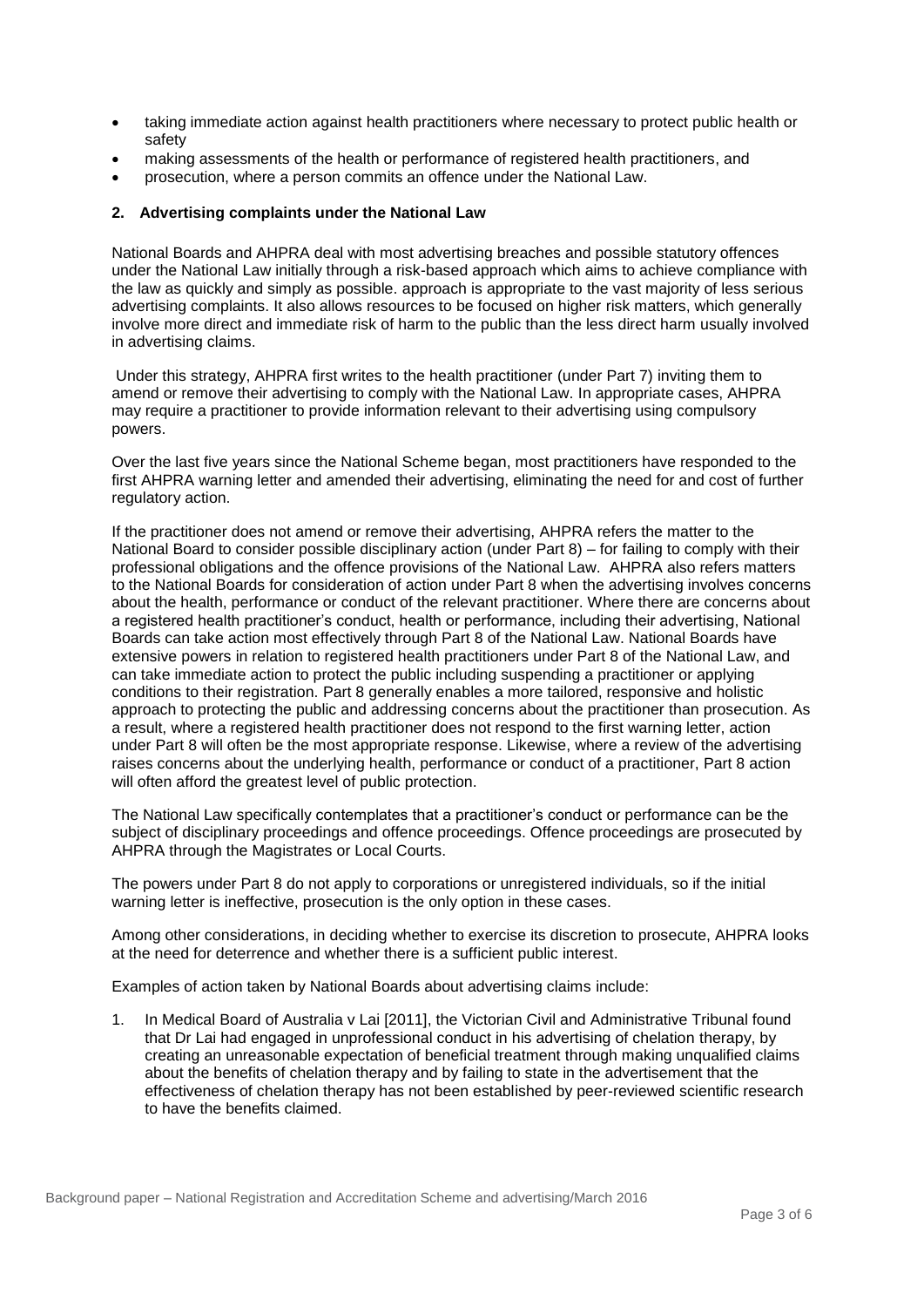- taking immediate action against health practitioners where necessary to protect public health or safety
- making assessments of the health or performance of registered health practitioners, and
- prosecution, where a person commits an offence under the National Law.

## 2. Advertising complaints under the National Law

National Boards and AHPRA deal with most advertising breaches and possible statutory offences under the National Law initially through a risk-based approach which aims to achieve compliance with the law as quickly and simply as possible. approach is appropriate to the vast majority of less serious advertising complaints. It also allows resources to be focused on higher risk matters, which generally involve more direct and immediate risk of harm to the public than the less direct harm usually involved in advertising claims.

Under this strategy, AHPRA first writes to the health practitioner (under Part 7) inviting them to amend or remove their advertising to comply with the National Law. In appropriate cases, AHPRA may require a practitioner to provide information relevant to their advertising using compulsory powers.

Over the last five years since the National Scheme began, most practitioners have responded to the first AHPRA warning letter and amended their advertising, eliminating the need for and cost of further regulatory action.

If the practitioner does not amend or remove their advertising, AHPRA refers the matter to the National Board to consider possible disciplinary action (under Part 8) – for failing to comply with their professional obligations and the offence provisions of the National Law. AHPRA also refers matters to the National Boards for consideration of action under Part 8 when the advertising involves concerns about the health, performance or conduct of the relevant practitioner. Where there are concerns about a registered health practitioner's conduct, health or performance, including their advertising, National Boards can take action most effectively through Part 8 of the National Law. National Boards have extensive powers in relation to registered health practitioners under Part 8 of the National Law, and can take immediate action to protect the public including suspending a practitioner or applying conditions to their registration. Part 8 generally enables a more tailored, responsive and holistic approach to protecting the public and addressing concerns about the practitioner than prosecution. As a result, where a registered health practitioner does not respond to the first warning letter, action under Part 8 will often be the most appropriate response. Likewise, where a review of the advertising raises concerns about the underlying health, performance or conduct of a practitioner, Part 8 action will often afford the greatest level of public protection.

The National Law specifically contemplates that a practitioner's conduct or performance can be the subject of disciplinary proceedings and offence proceedings. Offence proceedings are prosecuted by AHPRA through the Magistrates or Local Courts.

The powers under Part 8 do not apply to corporations or unregistered individuals, so if the initial warning letter is ineffective, prosecution is the only option in these cases.

Among other considerations, in deciding whether to exercise its discretion to prosecute, AHPRA looks at the need for deterrence and whether there is a sufficient public interest.

Examples of action taken by National Boards about advertising claims include:

1. In Medical Board of Australia v Lai [2011], the Victorian Civil and Administrative Tribunal found that Dr Lai had engaged in unprofessional conduct in his advertising of chelation therapy, by creating an unreasonable expectation of beneficial treatment through making unqualified claims about the benefits of chelation therapy and by failing to state in the advertisement that the effectiveness of chelation therapy has not been established by peer-reviewed scientific research to have the benefits claimed.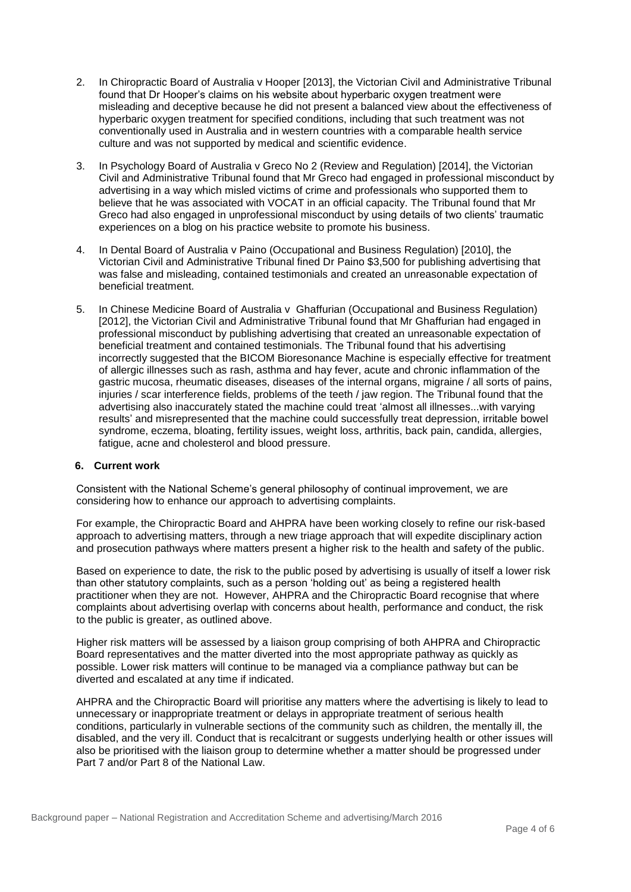2. In Chiropractic Board of Australia v Hooper [2013], the Victorian Civil and Administrative Tribunal found that Dr Hooper's claims on his website about hyperbaric oxygen treatment were misleading and deceptive because he did not present a balanced view about the effectiveness of hyperbaric oxygen treatment for specified conditions, including that such treatment was not conventionally used in Australia and in western countries with a comparable health service culture and was not supported by medical and scientific evidence.

3. In Psychology Board of Australia v Greco No 2 (Review and Regulation) [2014], the Victorian Civil and Administrative Tribunal found that Mr Greco had engaged in professional misconduct by advertising in a way which misled victims of crime and professionals who supported them to believe that he was associated with VOCAT in an official capacity. The Tribunal found that Mr Greco had also engaged in unprofessional misconduct by using details of two clients' traumatic experiences on a blog on his practice website to promote his business.

4. In Dental Board of Australia v Paino (Occupational and Business Regulation) [2010], the Victorian Civil and Administrative Tribunal fined Dr Paino $3,500 for publishing advertising that was false and misleading, contained testimonials and created an unreasonable expectation of beneficial treatment.

5. In Chinese Medicine Board of Australia v Ghaffurian (Occupational and Business Regulation) [2012], the Victorian Civil and Administrative Tribunal found that Mr Ghaffurian had engaged in professional misconduct by publishing advertising that created an unreasonable expectation of beneficial treatment and contained testimonials. The Tribunal found that his advertising incorrectly suggested that the BICOM Bioresonance Machine is especially effective for treatment of allergic illnesses such as rash, asthma and hay fever, acute and chronic inflammation of the gastric mucosa, rheumatic diseases, diseases of the internal organs, migraine / all sorts of pains, injuries / scar interference fields, problems of the teeth / jaw region. The Tribunal found that the advertising also inaccurately stated the machine could treat 'almost all illnesses...with varying results' and misrepresented that the machine could successfully treat depression, irritable bowel syndrome, eczema, bloating, fertility issues, weight loss, arthritis, back pain, candida, allergies, fatigue, acne and cholesterol and blood pressure.

## 6. Current work

Consistent with the National Scheme's general philosophy of continual improvement, we are considering how to enhance our approach to advertising complaints.

For example, the Chiropractic Board and AHPRA have been working closely to refine our risk-based approach to advertising matters, through a new triage approach that will expedite disciplinary action and prosecution pathways where matters present a higher risk to the health and safety of the public.

Based on experience to date, the risk to the public posed by advertising is usually of itself a lower risk than other statutory complaints, such as a person 'holding out' as being a registered health practitioner when they are not. However, AHPRA and the Chiropractic Board recognise that where complaints about advertising overlap with concerns about health, performance and conduct, the risk to the public is greater, as outlined above.

Higher risk matters will be assessed by a liaison group comprising of both AHPRA and Chiropractic Board representatives and the matter diverted into the most appropriate pathway as quickly as possible. Lower risk matters will continue to be managed via a compliance pathway but can be diverted and escalated at any time if indicated.

AHPRA and the Chiropractic Board will prioritise any matters where the advertising is likely to lead to unnecessary or inappropriate treatment or delays in appropriate treatment of serious health conditions, particularly in vulnerable sections of the community such as children, the mentally ill, the disabled, and the very ill. Conduct that is recalcitrant or suggests underlying health or other issues will also be prioritised with the liaison group to determine whether a matter should be progressed under Part 7 and/or Part 8 of the National Law.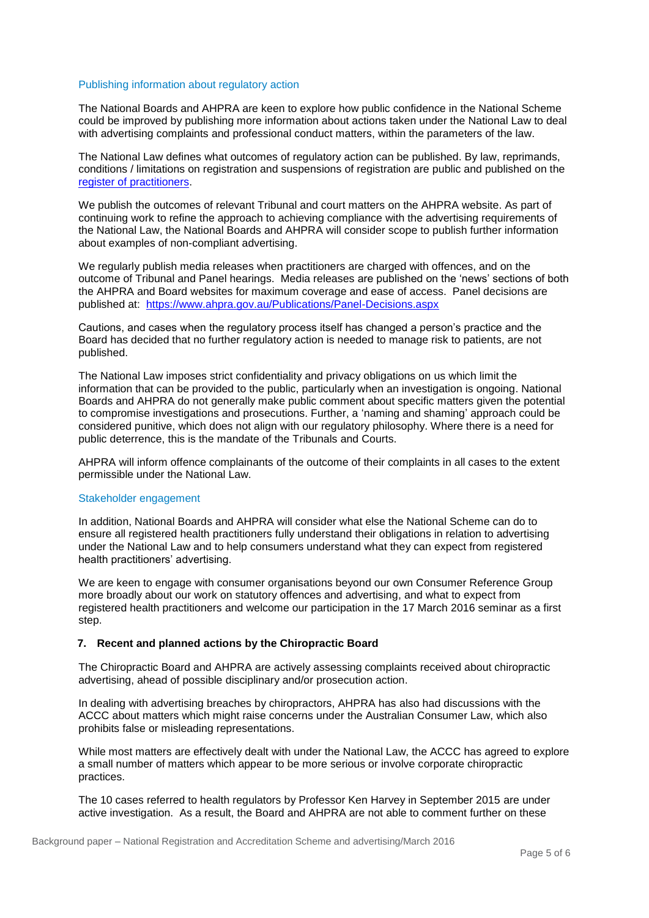### Publishing information about regulatory action

The National Boards and AHPRA are keen to explore how public confidence in the National Scheme could be improved by publishing more information about actions taken under the National Law to deal with advertising complaints and professional conduct matters, within the parameters of the law.

The National Law defines what outcomes of regulatory action can be published. By law, reprimands, conditions / limitations on registration and suspensions of registration are public and published on the [register of practitioners](register of practitioners).

We publish the outcomes of relevant Tribunal and court matters on the AHPRA website. As part of continuing work to refine the approach to achieving compliance with the advertising requirements of the National Law, the National Boards and AHPRA will consider scope to publish further information about examples of non-compliant advertising.

We regularly publish media releases when practitioners are charged with offences, and on the outcome of Tribunal and Panel hearings. Media releases are published on the 'news' sections of both the AHPRA and Board websites for maximum coverage and ease of access. Panel decisions are published at: https://www.ahpra.gov.au/Publications/Panel-Decisions.aspx

Cautions, and cases when the regulatory process itself has changed a person's practice and the Board has decided that no further regulatory action is needed to manage risk to patients, are not published.

The National Law imposes strict confidentiality and privacy obligations on us which limit the information that can be provided to the public, particularly when an investigation is ongoing. National Boards and AHPRA do not generally make public comment about specific matters given the potential to compromise investigations and prosecutions. Further, a 'naming and shaming' approach could be considered punitive, which does not align with our regulatory philosophy. Where there is a need for public deterrence, this is the mandate of the Tribunals and Courts.

AHPRA will inform offence complainants of the outcome of their complaints in all cases to the extent permissible under the National Law.

### Stakeholder engagement

In addition, National Boards and AHPRA will consider what else the National Scheme can do to ensure all registered health practitioners fully understand their obligations in relation to advertising under the National Law and to help consumers understand what they can expect from registered health practitioners' advertising.

We are keen to engage with consumer organisations beyond our own Consumer Reference Group more broadly about our work on statutory offences and advertising, and what to expect from registered health practitioners and welcome our participation in the 17 March 2016 seminar as a first step.

## 7. Recent and planned actions by the Chiropractic Board

The Chiropractic Board and AHPRA are actively assessing complaints received about chiropractic advertising, ahead of possible disciplinary and/or prosecution action.

In dealing with advertising breaches by chiropractors, AHPRA has also had discussions with the ACCC about matters which might raise concerns under the Australian Consumer Law, which also prohibits false or misleading representations.

While most matters are effectively dealt with under the National Law, the ACCC has agreed to explore a small number of matters which appear to be more serious or involve corporate chiropractic practices.

The 10 cases referred to health regulators by Professor Ken Harvey in September 2015 are under active investigation. As a result, the Board and AHPRA are not able to comment further on these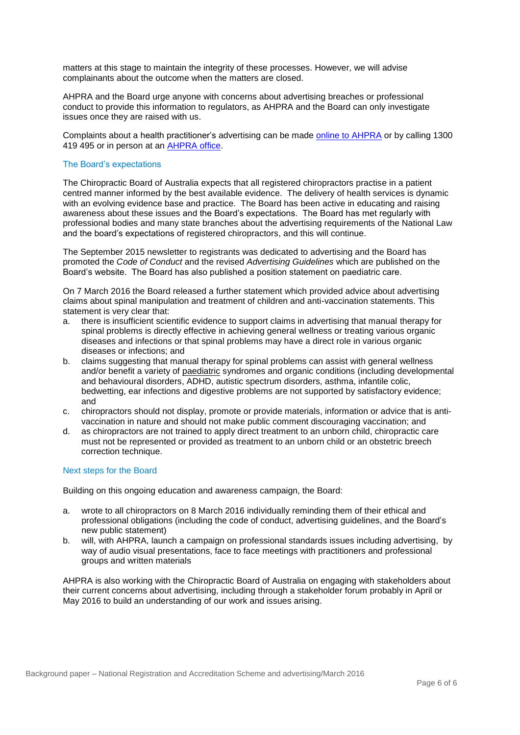matters at this stage to maintain the integrity of these processes. However, we will advise complainants about the outcome when the matters are closed.

AHPRA and the Board urge anyone with concerns about advertising breaches or professional conduct to provide this information to regulators, as AHPRA and the Board can only investigate issues once they are raised with us.

Complaints about a health practitioner's advertising can be made online to AHPRA or by calling 1300 419 495 or in person at an AHPRA office.

## The Board's expectations

The Chiropractic Board of Australia expects that all registered chiropractors practise in a patient centred manner informed by the best available evidence. The delivery of health services is dynamic with an evolving evidence base and practice. The Board has been active in educating and raising awareness about these issues and the Board's expectations. The Board has met regularly with professional bodies and many state branches about the advertising requirements of the National Law and the board's expectations of registered chiropractors, and this will continue.

The September 2015 newsletter to registrants was dedicated to advertising and the Board has promoted the *Code of Conduct* and the revised *Advertising Guidelines* which are published on the Board's website. The Board has also published a position statement on paediatric care.

On 7 March 2016 the Board released a further statement which provided advice about advertising claims about spinal manipulation and treatment of children and anti-vaccination statements. This statement is very clear that:

a. there is insufficient scientific evidence to support claims in advertising that manual therapy for spinal problems is directly effective in achieving general wellness or treating various organic diseases and infections or that spinal problems may have a direct role in various organic diseases or infections; and
b. claims suggesting that manual therapy for spinal problems can assist with general wellness and/or benefit a variety of paediatric syndromes and organic conditions (including developmental and behavioural disorders, ADHD, autistic spectrum disorders, asthma, infantile colic, bedwetting, ear infections and digestive problems are not supported by satisfactory evidence; and
c. chiropractors should not display, promote or provide materials, information or advice that is anti-vaccination in nature and should not make public comment discouraging vaccination; and
d. as chiropractors are not trained to apply direct treatment to an unborn child, chiropractic care must not be represented or provided as treatment to an unborn child or an obstetric breech correction technique.

## Next steps for the Board

Building on this ongoing education and awareness campaign, the Board:

a. wrote to all chiropractors on 8 March 2016 individually reminding them of their ethical and professional obligations (including the code of conduct, advertising guidelines, and the Board's new public statement)
b. will, with AHPRA, launch a campaign on professional standards issues including advertising, by way of audio visual presentations, face to face meetings with practitioners and professional groups and written materials

AHPRA is also working with the Chiropractic Board of Australia on engaging with stakeholders about their current concerns about advertising, including through a stakeholder forum probably in April or May 2016 to build an understanding of our work and issues arising.